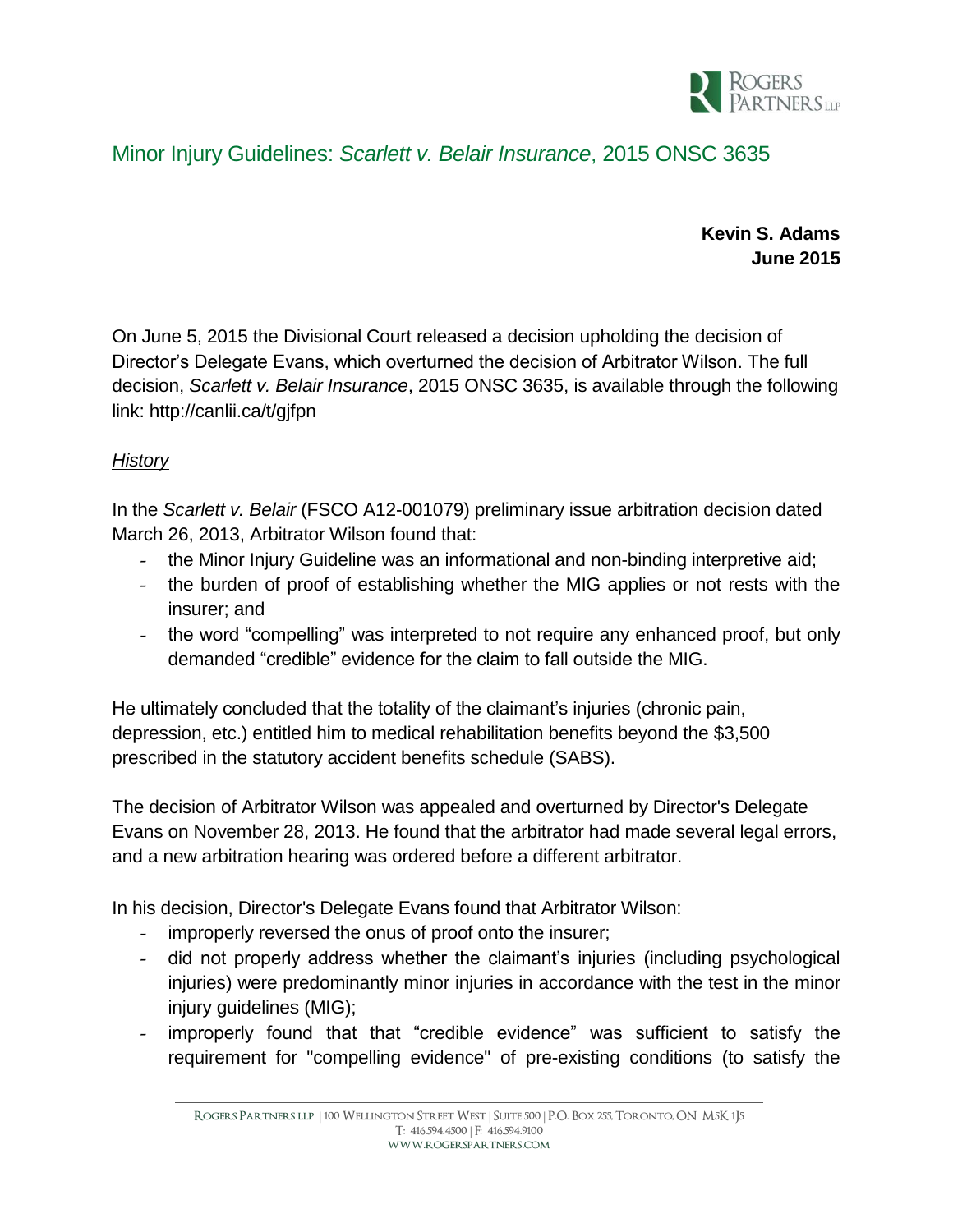# Minor Injury Guidelines: *Scarlett v. Belair Insurance*, 2015 ONSC 3635

**Kevin S. Adams**
**June 2015**

On June 5, 2015 the Divisional Court released a decision upholding the decision of Director's Delegate Evans, which overturned the decision of Arbitrator Wilson. The full decision, *Scarlett v. Belair Insurance*, 2015 ONSC 3635, is available through the following link: http://canlii.ca/t/gjfpn

## *History*

In the *Scarlett v. Belair* (FSCO A12-001079) preliminary issue arbitration decision dated March 26, 2013, Arbitrator Wilson found that:

- the Minor Injury Guideline was an informational and non-binding interpretive aid;
- the burden of proof of establishing whether the MIG applies or not rests with the insurer; and
- the word "compelling" was interpreted to not require any enhanced proof, but only demanded "credible" evidence for the claim to fall outside the MIG.

He ultimately concluded that the totality of the claimant's injuries (chronic pain, depression, etc.) entitled him to medical rehabilitation benefits beyond the $3,500 prescribed in the statutory accident benefits schedule (SABS).

The decision of Arbitrator Wilson was appealed and overturned by Director's Delegate Evans on November 28, 2013. He found that the arbitrator had made several legal errors, and a new arbitration hearing was ordered before a different arbitrator.

In his decision, Director's Delegate Evans found that Arbitrator Wilson:

- improperly reversed the onus of proof onto the insurer;
- did not properly address whether the claimant's injuries (including psychological injuries) were predominantly minor injuries in accordance with the test in the minor injury guidelines (MIG);
- improperly found that that "credible evidence" was sufficient to satisfy the requirement for "compelling evidence" of pre-existing conditions (to satisfy the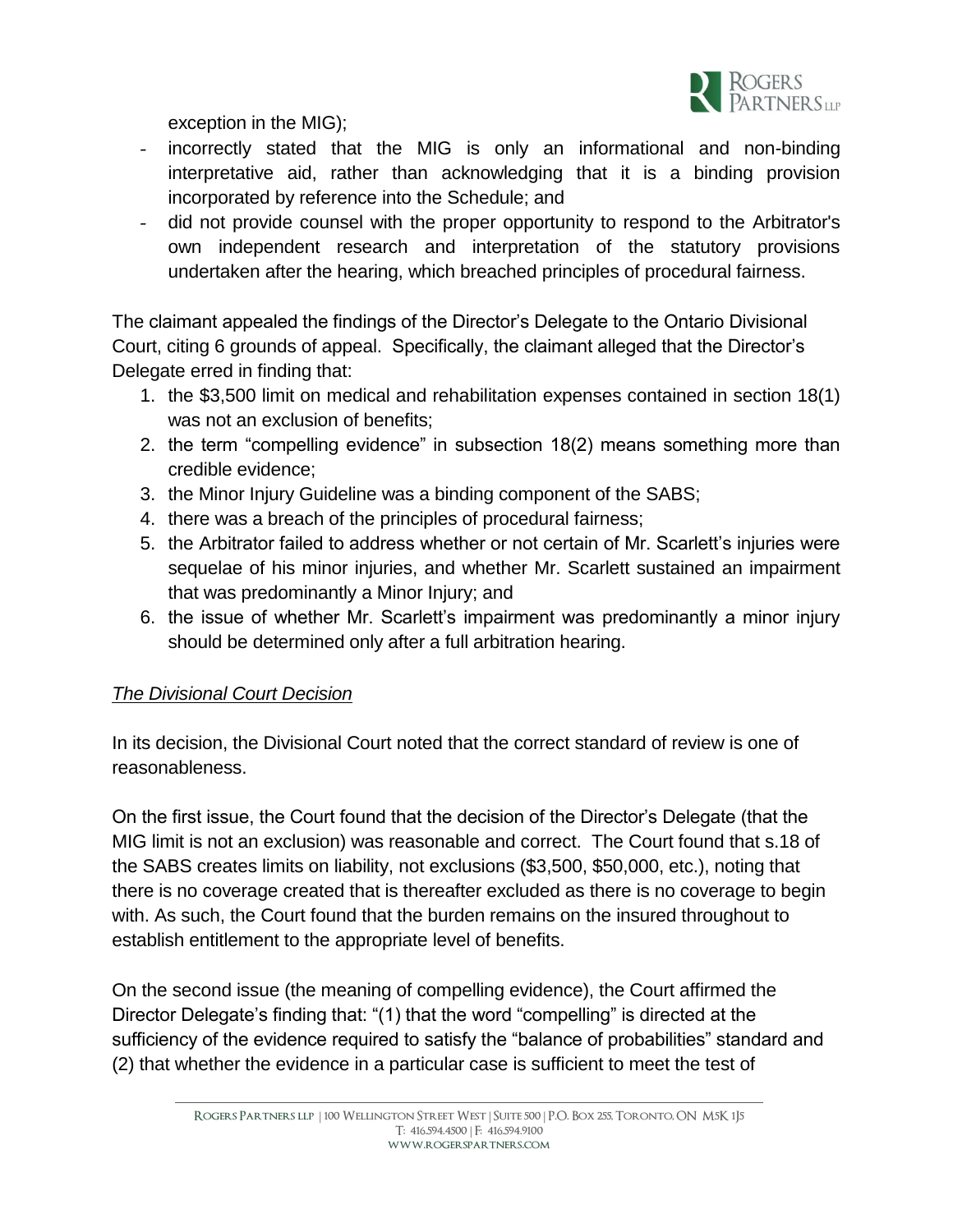exception in the MIG);

- incorrectly stated that the MIG is only an informational and non-binding interpretative aid, rather than acknowledging that it is a binding provision incorporated by reference into the Schedule; and
- did not provide counsel with the proper opportunity to respond to the Arbitrator's own independent research and interpretation of the statutory provisions undertaken after the hearing, which breached principles of procedural fairness.

The claimant appealed the findings of the Director's Delegate to the Ontario Divisional Court, citing 6 grounds of appeal. Specifically, the claimant alleged that the Director's Delegate erred in finding that:

1. the $3,500 limit on medical and rehabilitation expenses contained in section 18(1) was not an exclusion of benefits;
2. the term "compelling evidence" in subsection 18(2) means something more than credible evidence;
3. the Minor Injury Guideline was a binding component of the SABS;
4. there was a breach of the principles of procedural fairness;
5. the Arbitrator failed to address whether or not certain of Mr. Scarlett's injuries were sequelae of his minor injuries, and whether Mr. Scarlett sustained an impairment that was predominantly a Minor Injury; and
6. the issue of whether Mr. Scarlett's impairment was predominantly a minor injury should be determined only after a full arbitration hearing.

*The Divisional Court Decision*

In its decision, the Divisional Court noted that the correct standard of review is one of reasonableness.

On the first issue, the Court found that the decision of the Director's Delegate (that the MIG limit is not an exclusion) was reasonable and correct. The Court found that s.18 of the SABS creates limits on liability, not exclusions ($3,500, $50,000, etc.), noting that there is no coverage created that is thereafter excluded as there is no coverage to begin with. As such, the Court found that the burden remains on the insured throughout to establish entitlement to the appropriate level of benefits.

On the second issue (the meaning of compelling evidence), the Court affirmed the Director Delegate's finding that: "(1) that the word "compelling" is directed at the sufficiency of the evidence required to satisfy the "balance of probabilities" standard and (2) that whether the evidence in a particular case is sufficient to meet the test of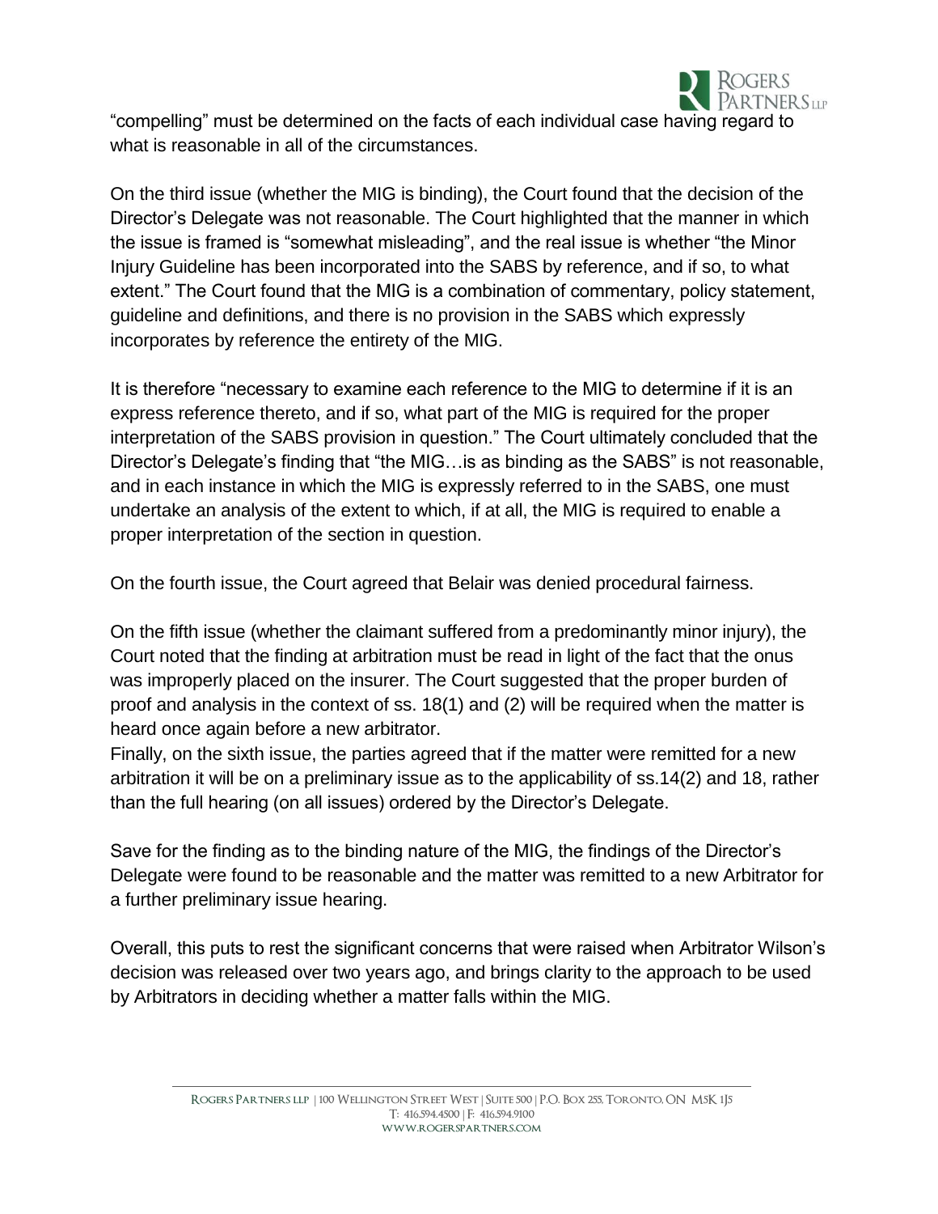"compelling" must be determined on the facts of each individual case having regard to what is reasonable in all of the circumstances.

On the third issue (whether the MIG is binding), the Court found that the decision of the Director's Delegate was not reasonable. The Court highlighted that the manner in which the issue is framed is "somewhat misleading", and the real issue is whether "the Minor Injury Guideline has been incorporated into the SABS by reference, and if so, to what extent." The Court found that the MIG is a combination of commentary, policy statement, guideline and definitions, and there is no provision in the SABS which expressly incorporates by reference the entirety of the MIG.

It is therefore "necessary to examine each reference to the MIG to determine if it is an express reference thereto, and if so, what part of the MIG is required for the proper interpretation of the SABS provision in question." The Court ultimately concluded that the Director's Delegate's finding that "the MIG…is as binding as the SABS" is not reasonable, and in each instance in which the MIG is expressly referred to in the SABS, one must undertake an analysis of the extent to which, if at all, the MIG is required to enable a proper interpretation of the section in question.

On the fourth issue, the Court agreed that Belair was denied procedural fairness.

On the fifth issue (whether the claimant suffered from a predominantly minor injury), the Court noted that the finding at arbitration must be read in light of the fact that the onus was improperly placed on the insurer. The Court suggested that the proper burden of proof and analysis in the context of ss. 18(1) and (2) will be required when the matter is heard once again before a new arbitrator.

Finally, on the sixth issue, the parties agreed that if the matter were remitted for a new arbitration it will be on a preliminary issue as to the applicability of ss.14(2) and 18, rather than the full hearing (on all issues) ordered by the Director's Delegate.

Save for the finding as to the binding nature of the MIG, the findings of the Director's Delegate were found to be reasonable and the matter was remitted to a new Arbitrator for a further preliminary issue hearing.

Overall, this puts to rest the significant concerns that were raised when Arbitrator Wilson's decision was released over two years ago, and brings clarity to the approach to be used by Arbitrators in deciding whether a matter falls within the MIG.